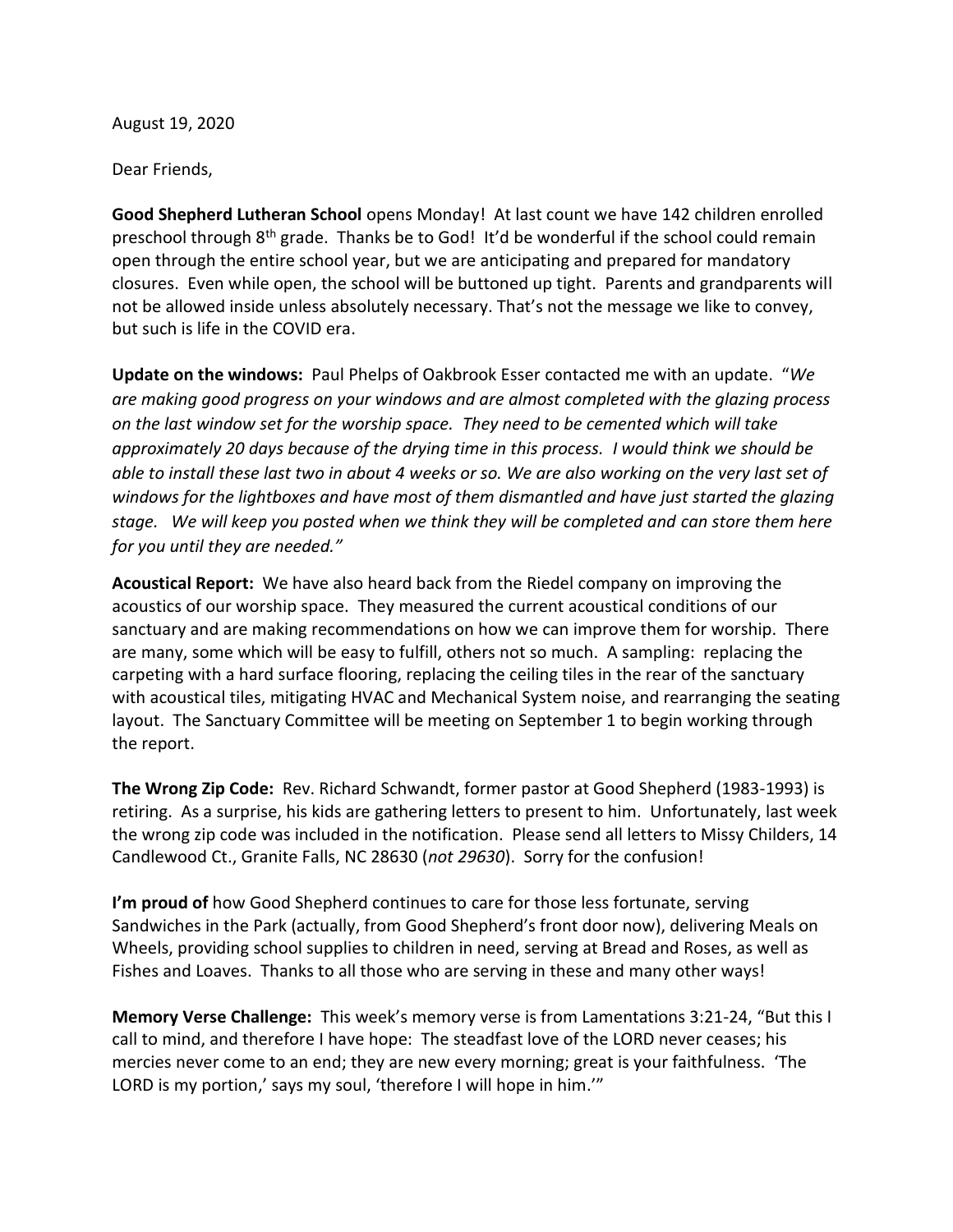August 19, 2020

Dear Friends,

**Good Shepherd Lutheran School** opens Monday! At last count we have 142 children enrolled preschool through 8th grade. Thanks be to God! It'd be wonderful if the school could remain open through the entire school year, but we are anticipating and prepared for mandatory closures. Even while open, the school will be buttoned up tight. Parents and grandparents will not be allowed inside unless absolutely necessary. That's not the message we like to convey, but such is life in the COVID era.

**Update on the windows:** Paul Phelps of Oakbrook Esser contacted me with an update. "*We are making good progress on your windows and are almost completed with the glazing process on the last window set for the worship space. They need to be cemented which will take approximately 20 days because of the drying time in this process. I would think we should be able to install these last two in about 4 weeks or so. We are also working on the very last set of windows for the lightboxes and have most of them dismantled and have just started the glazing stage. We will keep you posted when we think they will be completed and can store them here for you until they are needed.*"

**Acoustical Report:** We have also heard back from the Riedel company on improving the acoustics of our worship space. They measured the current acoustical conditions of our sanctuary and are making recommendations on how we can improve them for worship. There are many, some which will be easy to fulfill, others not so much. A sampling: replacing the carpeting with a hard surface flooring, replacing the ceiling tiles in the rear of the sanctuary with acoustical tiles, mitigating HVAC and Mechanical System noise, and rearranging the seating layout. The Sanctuary Committee will be meeting on September 1 to begin working through the report.

**The Wrong Zip Code:** Rev. Richard Schwandt, former pastor at Good Shepherd (1983-1993) is retiring. As a surprise, his kids are gathering letters to present to him. Unfortunately, last week the wrong zip code was included in the notification. Please send all letters to Missy Childers, 14 Candlewood Ct., Granite Falls, NC 28630 (*not 29630*). Sorry for the confusion!

**I'm proud of** how Good Shepherd continues to care for those less fortunate, serving Sandwiches in the Park (actually, from Good Shepherd's front door now), delivering Meals on Wheels, providing school supplies to children in need, serving at Bread and Roses, as well as Fishes and Loaves. Thanks to all those who are serving in these and many other ways!

**Memory Verse Challenge:** This week's memory verse is from Lamentations 3:21-24, "But this I call to mind, and therefore I have hope: The steadfast love of the LORD never ceases; his mercies never come to an end; they are new every morning; great is your faithfulness. 'The LORD is my portion,' says my soul, 'therefore I will hope in him.'"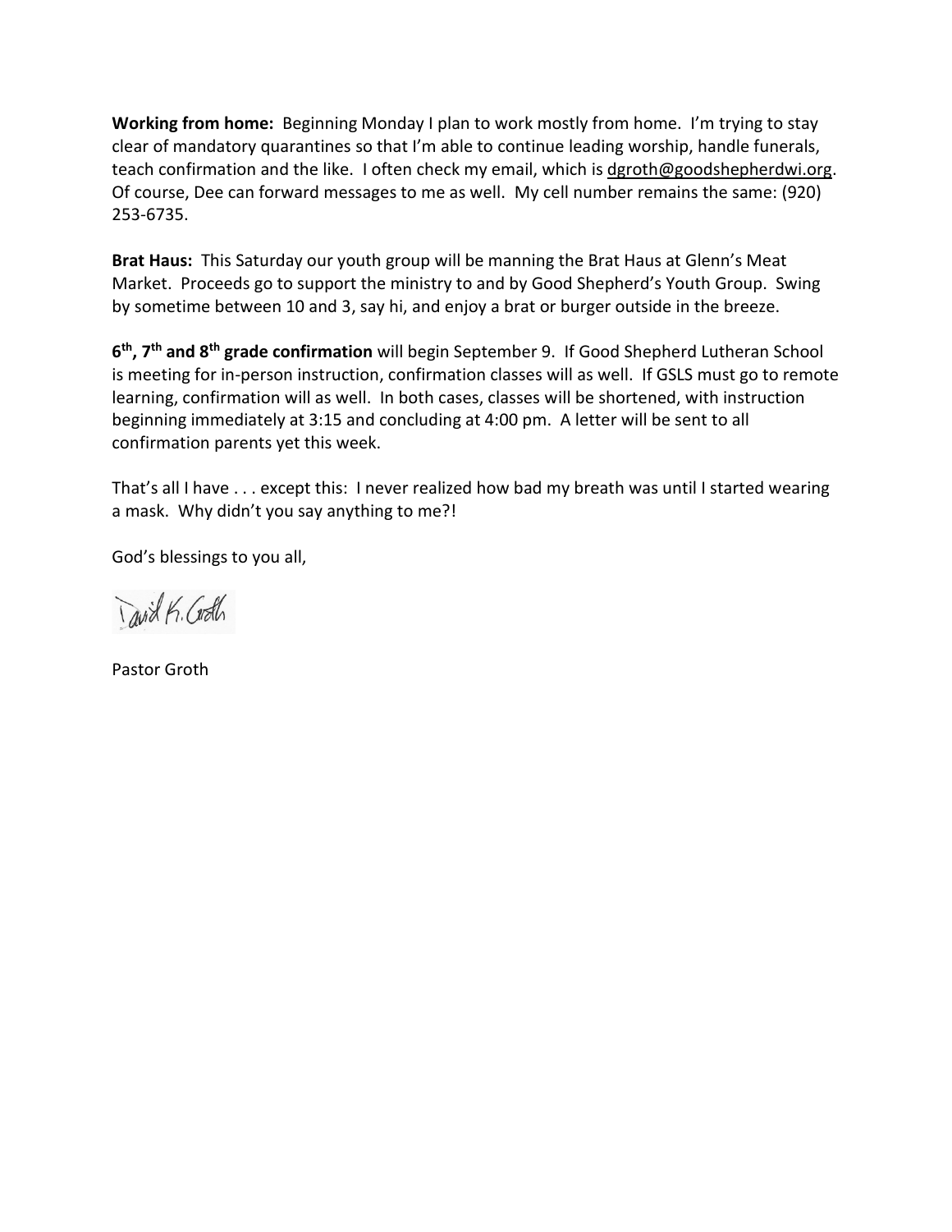**Working from home:** Beginning Monday I plan to work mostly from home. I'm trying to stay clear of mandatory quarantines so that I'm able to continue leading worship, handle funerals, teach confirmation and the like. I often check my email, which is dgroth@goodshepherdwi.org. Of course, Dee can forward messages to me as well. My cell number remains the same: (920) 253-6735.

**Brat Haus:** This Saturday our youth group will be manning the Brat Haus at Glenn's Meat Market. Proceeds go to support the ministry to and by Good Shepherd's Youth Group. Swing by sometime between 10 and 3, say hi, and enjoy a brat or burger outside in the breeze.

**6th, 7th and 8th grade confirmation** will begin September 9. If Good Shepherd Lutheran School is meeting for in-person instruction, confirmation classes will as well. If GSLS must go to remote learning, confirmation will as well. In both cases, classes will be shortened, with instruction beginning immediately at 3:15 and concluding at 4:00 pm. A letter will be sent to all confirmation parents yet this week.

That's all I have . . . except this: I never realized how bad my breath was until I started wearing a mask. Why didn't you say anything to me?!

God's blessings to you all,

David K. Groth

Pastor Groth